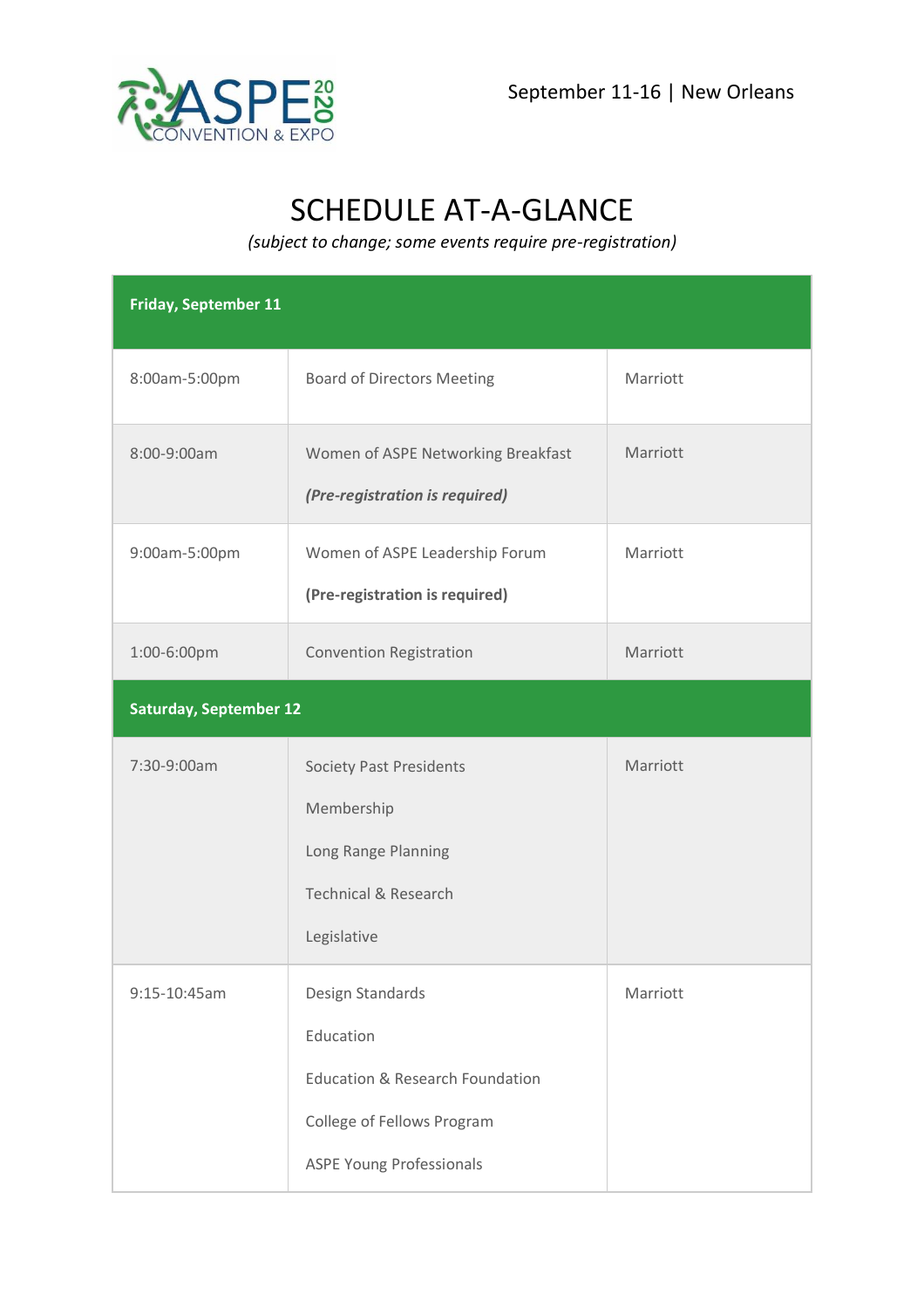ASPE 2020 CONVENTION & EXPO

September 11-16 | New Orleans

# SCHEDULE AT-A-GLANCE

*(subject to change; some events require pre-registration)*

| **Friday, September 11** | | |
|---|---|---|
| 8:00am-5:00pm | Board of Directors Meeting | Marriott |
| 8:00-9:00am | Women of ASPE Networking Breakfast<br>***(Pre-registration is required)*** | Marriott |
| 9:00am-5:00pm | Women of ASPE Leadership Forum<br>**(Pre-registration is required)** | Marriott |
| 1:00-6:00pm | Convention Registration | Marriott |
| **Saturday, September 12** | | |
| 7:30-9:00am | Society Past Presidents<br>Membership<br>Long Range Planning<br>Technical & Research<br>Legislative | Marriott |
| 9:15-10:45am | Design Standards<br>Education<br>Education & Research Foundation<br>College of Fellows Program<br>ASPE Young Professionals | Marriott |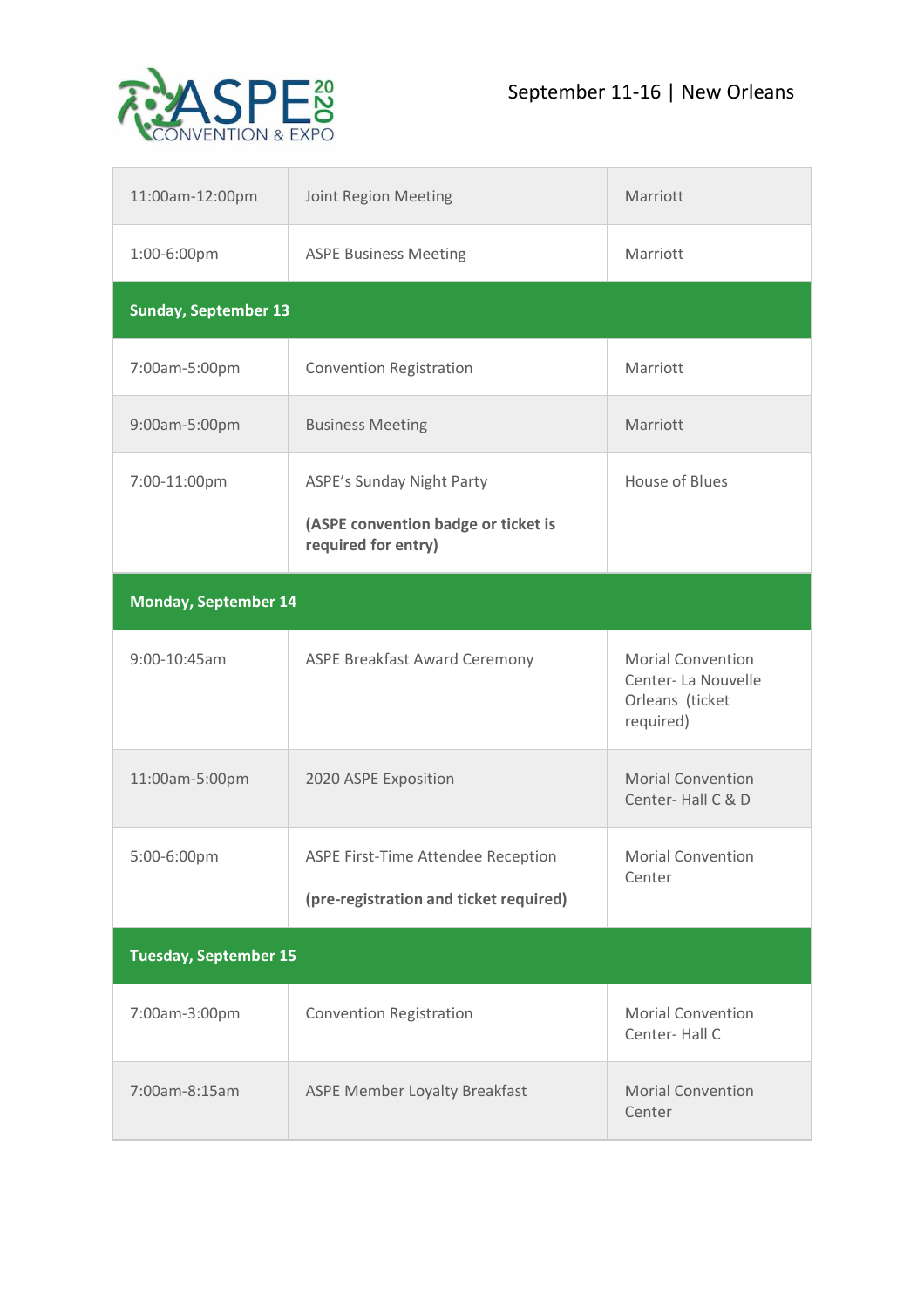| | | |
|---|---|---|
| 11:00am-12:00pm | Joint Region Meeting | Marriott |
| 1:00-6:00pm | ASPE Business Meeting | Marriott |
| **Sunday, September 13** | | |
| 7:00am-5:00pm | Convention Registration | Marriott |
| 9:00am-5:00pm | Business Meeting | Marriott |
| 7:00-11:00pm | ASPE's Sunday Night Party<br><br>**(ASPE convention badge or ticket is required for entry)** | House of Blues |
| **Monday, September 14** | | |
| 9:00-10:45am | ASPE Breakfast Award Ceremony | Morial Convention Center- La Nouvelle Orleans (ticket required) |
| 11:00am-5:00pm | 2020 ASPE Exposition | Morial Convention Center- Hall C & D |
| 5:00-6:00pm | ASPE First-Time Attendee Reception<br><br>**(pre-registration and ticket required)** | Morial Convention Center |
| **Tuesday, September 15** | | |
| 7:00am-3:00pm | Convention Registration | Morial Convention Center- Hall C |
| 7:00am-8:15am | ASPE Member Loyalty Breakfast | Morial Convention Center |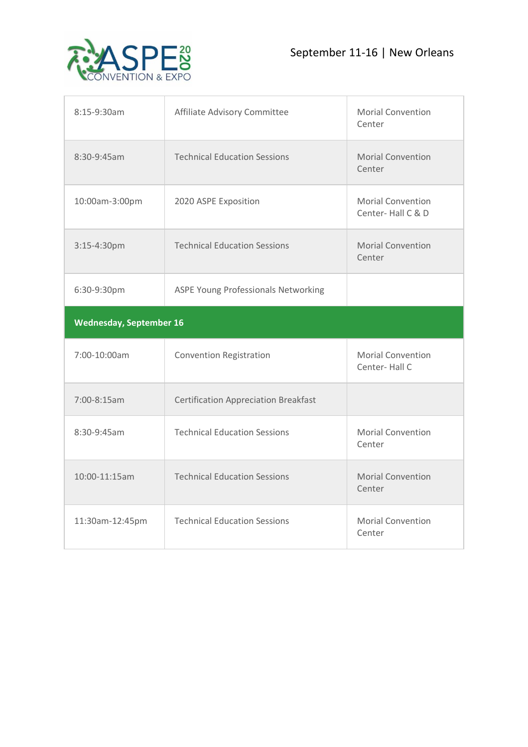September 11-16 | New Orleans

| | | |
|---|---|---|
| 8:15-9:30am | Affiliate Advisory Committee | Morial Convention Center |
| 8:30-9:45am | Technical Education Sessions | Morial Convention Center |
| 10:00am-3:00pm | 2020 ASPE Exposition | Morial Convention Center- Hall C & D |
| 3:15-4:30pm | Technical Education Sessions | Morial Convention Center |
| 6:30-9:30pm | ASPE Young Professionals Networking | |
| **Wednesday, September 16** | | |
| 7:00-10:00am | Convention Registration | Morial Convention Center- Hall C |
| 7:00-8:15am | Certification Appreciation Breakfast | |
| 8:30-9:45am | Technical Education Sessions | Morial Convention Center |
| 10:00-11:15am | Technical Education Sessions | Morial Convention Center |
| 11:30am-12:45pm | Technical Education Sessions | Morial Convention Center |